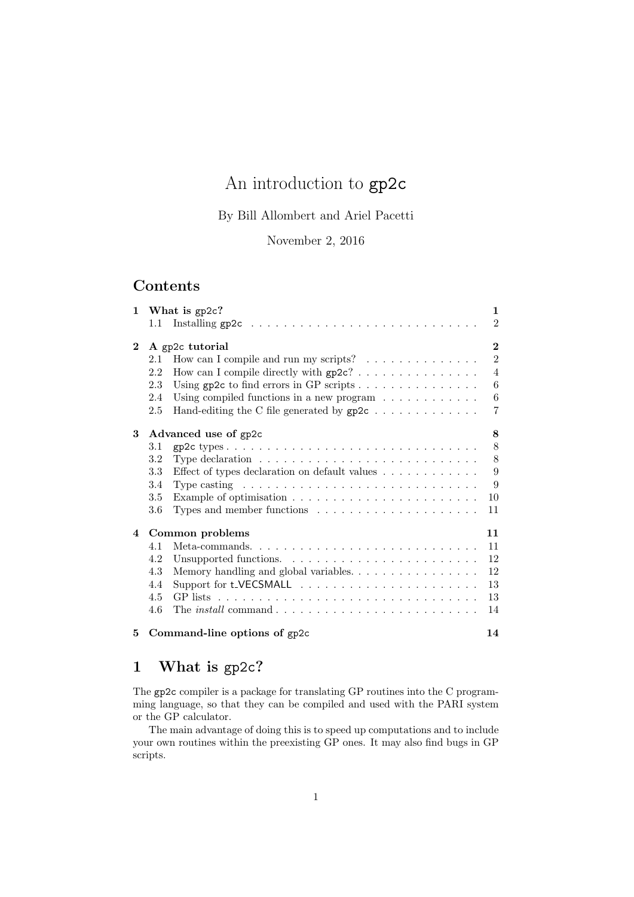# An introduction to gp2c

By Bill Allombert and Ariel Pacetti

November 2, 2016

## Contents

- 1 What is gp2c? — 1
  - 1.1 Installing gp2c — 2
- 2 A gp2c tutorial — 2
  - 2.1 How can I compile and run my scripts? — 2
  - 2.2 How can I compile directly with gp2c? — 4
  - 2.3 Using gp2c to find errors in GP scripts — 6
  - 2.4 Using compiled functions in a new program — 6
  - 2.5 Hand-editing the C file generated by gp2c — 7
- 3 Advanced use of gp2c — 8
  - 3.1 gp2c types — 8
  - 3.2 Type declaration — 8
  - 3.3 Effect of types declaration on default values — 9
  - 3.4 Type casting — 9
  - 3.5 Example of optimisation — 10
  - 3.6 Types and member functions — 11
- 4 Common problems — 11
  - 4.1 Meta-commands. — 11
  - 4.2 Unsupported functions. — 12
  - 4.3 Memory handling and global variables. — 12
  - 4.4 Support for t_VECSMALL — 13
  - 4.5 GP lists — 13
  - 4.6 The *install* command — 14
- 5 Command-line options of gp2c — 14

## 1 What is gp2c?

The gp2c compiler is a package for translating GP routines into the C programming language, so that they can be compiled and used with the PARI system or the GP calculator.

The main advantage of doing this is to speed up computations and to include your own routines within the preexisting GP ones. It may also find bugs in GP scripts.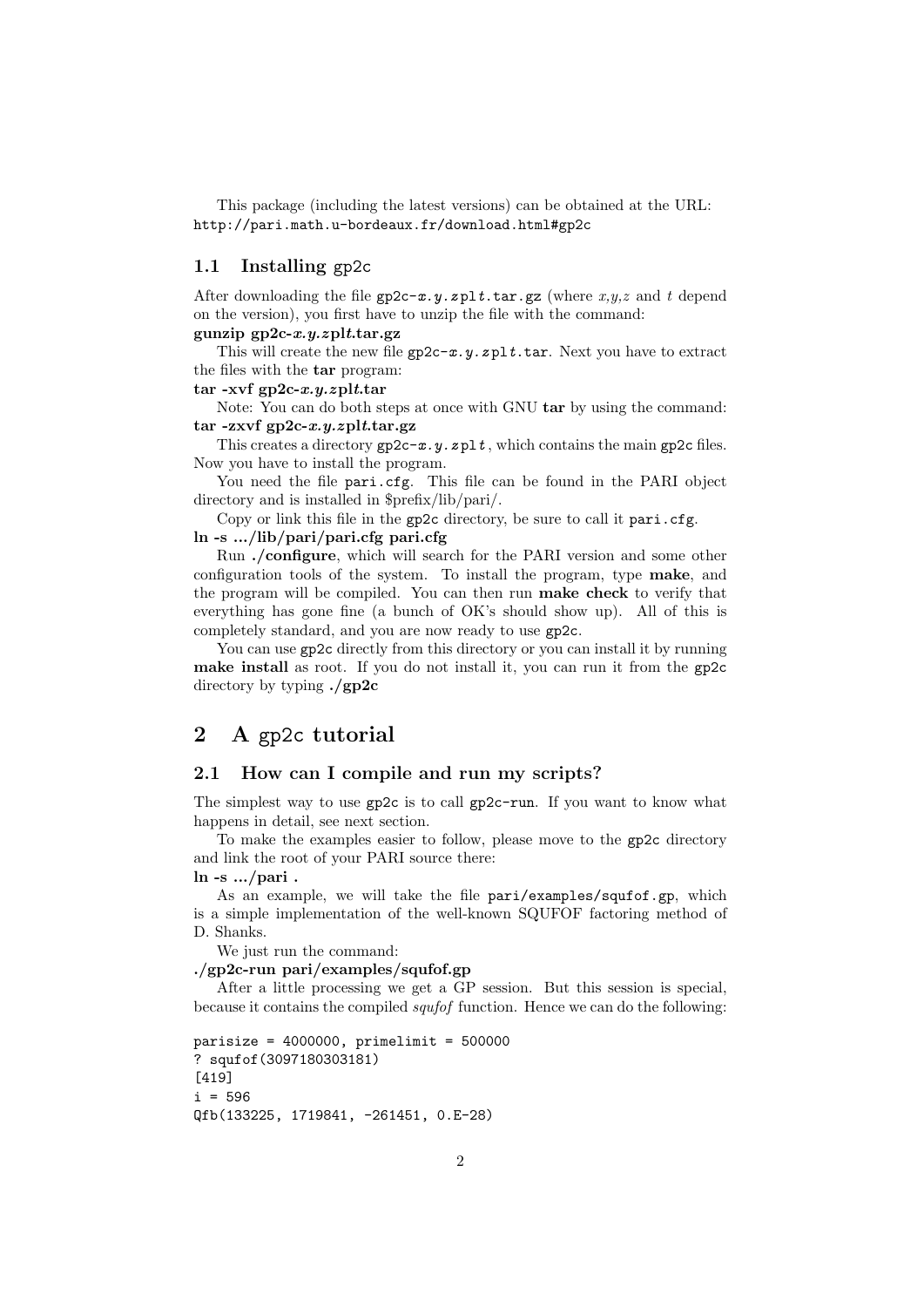This package (including the latest versions) can be obtained at the URL: http://pari.math.u-bordeaux.fr/download.html#gp2c

### 1.1 Installing gp2c

After downloading the file gp2c-*x.y.z*pl*t*.tar.gz (where *x*,*y*,*z* and *t* depend on the version), you first have to unzip the file with the command:

**gunzip gp2c-*x.y.z*pl*t*.tar.gz**

This will create the new file gp2c-*x.y.z*pl*t*.tar. Next you have to extract the files with the **tar** program:

**tar -xvf gp2c-*x.y.z*pl*t*.tar**

Note: You can do both steps at once with GNU **tar** by using the command:

**tar -zxvf gp2c-*x.y.z*pl*t*.tar.gz**

This creates a directory gp2c-*x.y.z*pl*t*, which contains the main gp2c files. Now you have to install the program.

You need the file pari.cfg. This file can be found in the PARI object directory and is installed in $prefix/lib/pari/.

Copy or link this file in the gp2c directory, be sure to call it pari.cfg.

**ln -s .../lib/pari/pari.cfg pari.cfg**

Run **./configure**, which will search for the PARI version and some other configuration tools of the system. To install the program, type **make**, and the program will be compiled. You can then run **make check** to verify that everything has gone fine (a bunch of OK's should show up). All of this is completely standard, and you are now ready to use gp2c.

You can use gp2c directly from this directory or you can install it by running **make install** as root. If you do not install it, you can run it from the gp2c directory by typing **./gp2c**

## 2 A gp2c tutorial

### 2.1 How can I compile and run my scripts?

The simplest way to use gp2c is to call gp2c-run. If you want to know what happens in detail, see next section.

To make the examples easier to follow, please move to the gp2c directory and link the root of your PARI source there:

**ln -s .../pari .**

As an example, we will take the file pari/examples/squfof.gp, which is a simple implementation of the well-known SQUFOF factoring method of D. Shanks.

We just run the command:

**./gp2c-run pari/examples/squfof.gp**

After a little processing we get a GP session. But this session is special, because it contains the compiled *squfof* function. Hence we can do the following:

```
parisize = 4000000, primelimit = 500000
? squfof(3097180303181)
[419]
i = 596
Qfb(133225, 1719841, -261451, 0.E-28)
```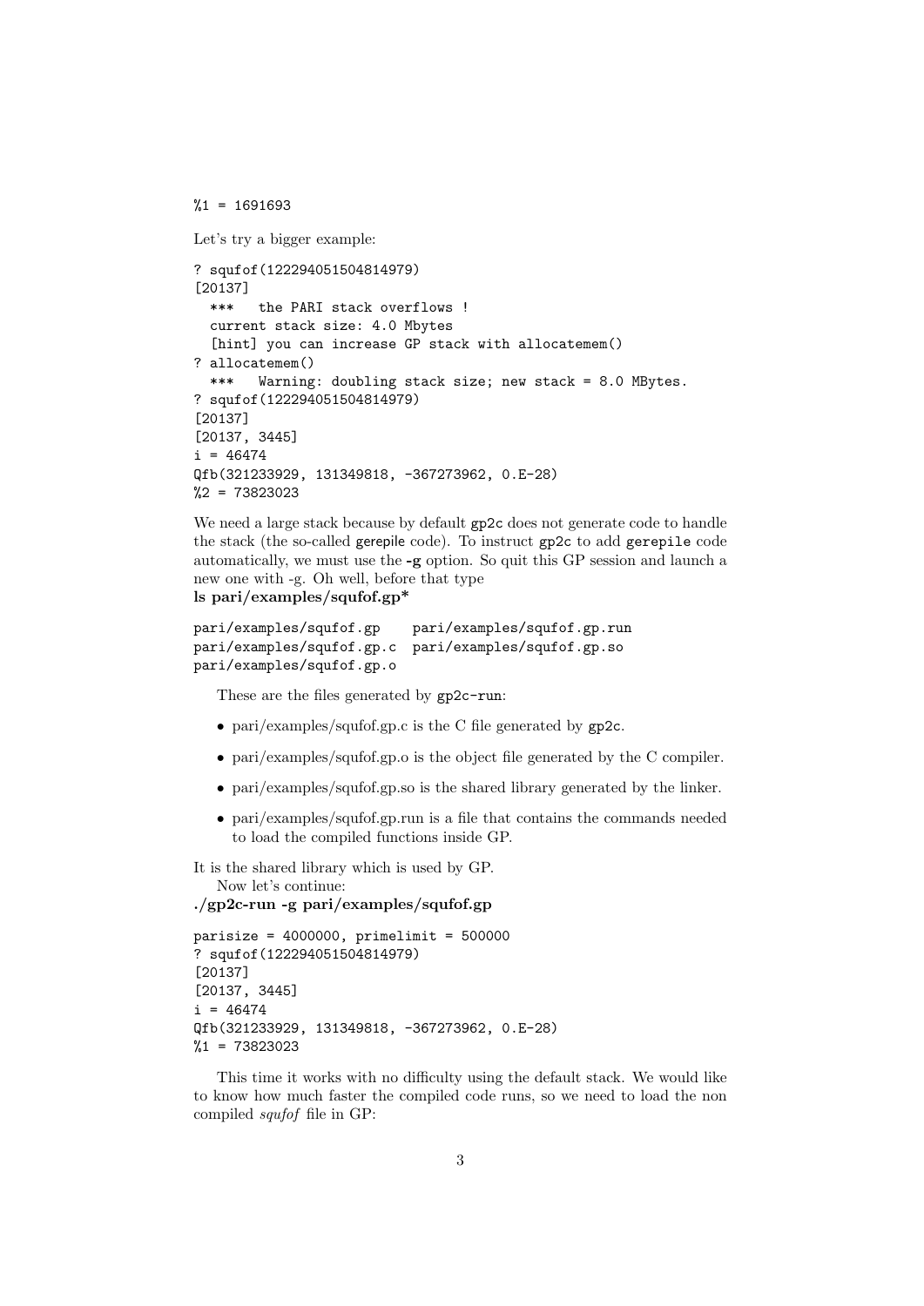```
%1 = 1691693
```

Let's try a bigger example:

```
? squfof(122294051504814979)
[20137]
  ***   the PARI stack overflows !
  current stack size: 4.0 Mbytes
  [hint] you can increase GP stack with allocatemem()
? allocatemem()
  ***   Warning: doubling stack size; new stack = 8.0 MBytes.
? squfof(122294051504814979)
[20137]
[20137, 3445]
i = 46474
Qfb(321233929, 131349818, -367273962, 0.E-28)
%2 = 73823023
```

We need a large stack because by default `gp2c` does not generate code to handle the stack (the so-called gerepile code). To instruct `gp2c` to add `gerepile` code automatically, we must use the **-g** option. So quit this GP session and launch a new one with -g. Oh well, before that type
**ls pari/examples/squfof.gp***

```
pari/examples/squfof.gp    pari/examples/squfof.gp.run
pari/examples/squfof.gp.c  pari/examples/squfof.gp.so
pari/examples/squfof.gp.o
```

These are the files generated by `gp2c-run`:

- pari/examples/squfof.gp.c is the C file generated by `gp2c`.
- pari/examples/squfof.gp.o is the object file generated by the C compiler.
- pari/examples/squfof.gp.so is the shared library generated by the linker.
- pari/examples/squfof.gp.run is a file that contains the commands needed to load the compiled functions inside GP.

It is the shared library which is used by GP.

Now let's continue:
**./gp2c-run -g pari/examples/squfof.gp**

```
parisize = 4000000, primelimit = 500000
? squfof(122294051504814979)
[20137]
[20137, 3445]
i = 46474
Qfb(321233929, 131349818, -367273962, 0.E-28)
%1 = 73823023
```

This time it works with no difficulty using the default stack. We would like to know how much faster the compiled code runs, so we need to load the non compiled *squfof* file in GP: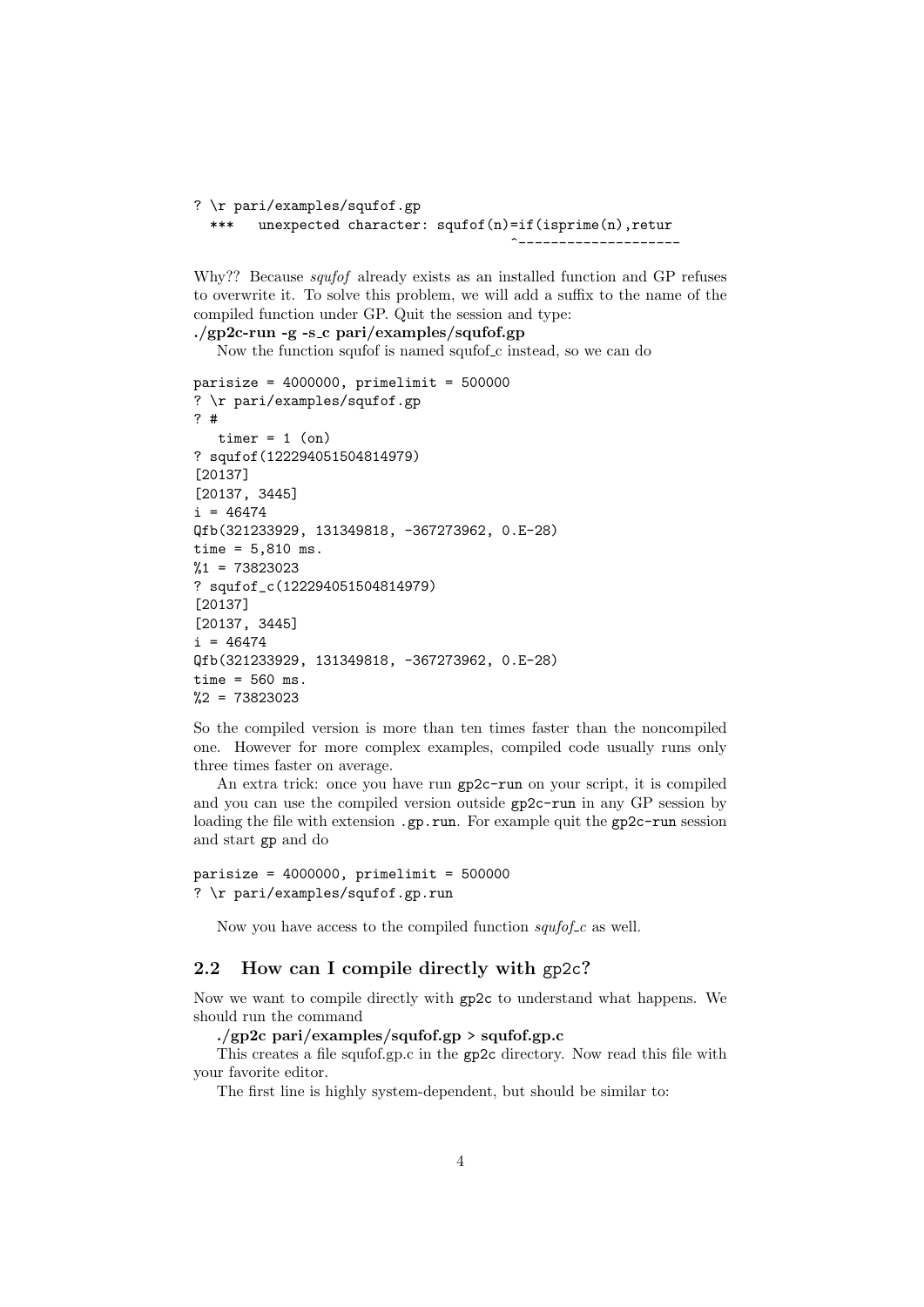```
? \r pari/examples/squfof.gp
  ***   unexpected character: squfof(n)=if(isprime(n),retur
                                        ^--------------------
```

Why?? Because *squfof* already exists as an installed function and GP refuses to overwrite it. To solve this problem, we will add a suffix to the name of the compiled function under GP. Quit the session and type:
**./gp2c-run -g -s_c pari/examples/squfof.gp**

Now the function squfof is named squfof_c instead, so we can do

```
parisize = 4000000, primelimit = 500000
? \r pari/examples/squfof.gp
? #
   timer = 1 (on)
? squfof(122294051504814979)
[20137]
[20137, 3445]
i = 46474
Qfb(321233929, 131349818, -367273962, 0.E-28)
time = 5,810 ms.
%1 = 73823023
? squfof_c(122294051504814979)
[20137]
[20137, 3445]
i = 46474
Qfb(321233929, 131349818, -367273962, 0.E-28)
time = 560 ms.
%2 = 73823023
```

So the compiled version is more than ten times faster than the noncompiled one. However for more complex examples, compiled code usually runs only three times faster on average.

An extra trick: once you have run `gp2c-run` on your script, it is compiled and you can use the compiled version outside `gp2c-run` in any GP session by loading the file with extension `.gp.run`. For example quit the `gp2c-run` session and start `gp` and do

```
parisize = 4000000, primelimit = 500000
? \r pari/examples/squfof.gp.run
```

Now you have access to the compiled function *squfof_c* as well.

## 2.2 How can I compile directly with gp2c?

Now we want to compile directly with `gp2c` to understand what happens. We should run the command

**./gp2c pari/examples/squfof.gp > squfof.gp.c**

This creates a file squfof.gp.c in the `gp2c` directory. Now read this file with your favorite editor.

The first line is highly system-dependent, but should be similar to: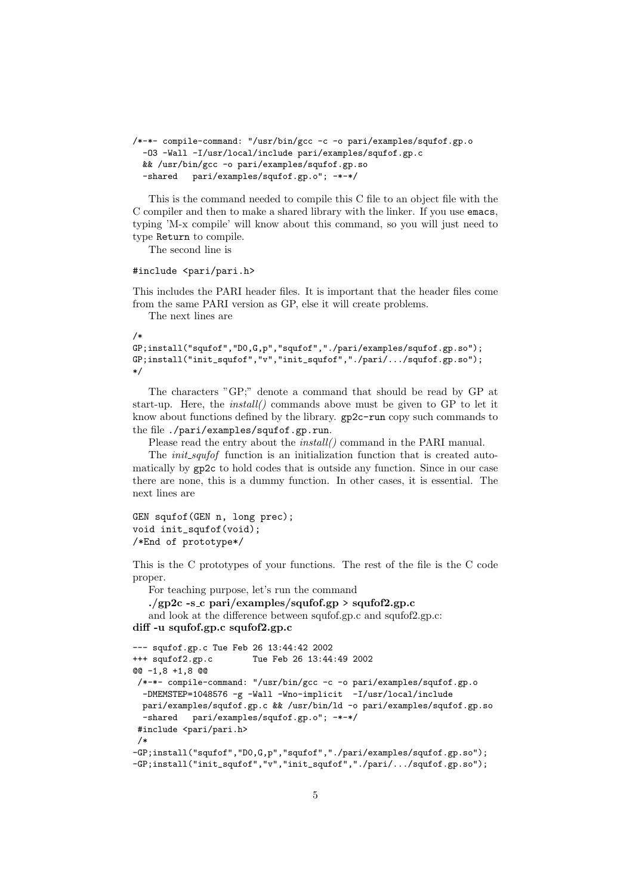```
/*-*- compile-command: "/usr/bin/gcc -c -o pari/examples/squfof.gp.o
  -O3 -Wall -I/usr/local/include pari/examples/squfof.gp.c
  && /usr/bin/gcc -o pari/examples/squfof.gp.so
  -shared   pari/examples/squfof.gp.o"; -*-*/
```

This is the command needed to compile this C file to an object file with the C compiler and then to make a shared library with the linker. If you use `emacs`, typing 'M-x compile' will know about this command, so you will just need to type `Return` to compile.

The second line is

```
#include <pari/pari.h>
```

This includes the PARI header files. It is important that the header files come from the same PARI version as GP, else it will create problems.

The next lines are

```
/*
GP;install("squfof","D0,G,p","squfof","./pari/examples/squfof.gp.so");
GP;install("init_squfof","v","init_squfof","./pari/.../squfof.gp.so");
*/
```

The characters "GP;" denote a command that should be read by GP at start-up. Here, the *install()* commands above must be given to GP to let it know about functions defined by the library. `gp2c-run` copy such commands to the file `./pari/examples/squfof.gp.run`.

Please read the entry about the *install()* command in the PARI manual.

The *init_squfof* function is an initialization function that is created automatically by `gp2c` to hold codes that is outside any function. Since in our case there are none, this is a dummy function. In other cases, it is essential. The next lines are

```
GEN squfof(GEN n, long prec);
void init_squfof(void);
/*End of prototype*/
```

This is the C prototypes of your functions. The rest of the file is the C code proper.

For teaching purpose, let's run the command

**./gp2c -s_c pari/examples/squfof.gp > squfof2.gp.c**

and look at the difference between squfof.gp.c and squfof2.gp.c:

**diff -u squfof.gp.c squfof2.gp.c**

```
--- squfof.gp.c Tue Feb 26 13:44:42 2002
+++ squfof2.gp.c        Tue Feb 26 13:44:49 2002
@@ -1,8 +1,8 @@
 /*-*- compile-command: "/usr/bin/gcc -c -o pari/examples/squfof.gp.o
  -DMEMSTEP=1048576 -g -Wall -Wno-implicit  -I/usr/local/include
  pari/examples/squfof.gp.c && /usr/bin/ld -o pari/examples/squfof.gp.so
  -shared   pari/examples/squfof.gp.o"; -*-*/
 #include <pari/pari.h>
 /*
-GP;install("squfof","D0,G,p","squfof","./pari/examples/squfof.gp.so");
-GP;install("init_squfof","v","init_squfof","./pari/.../squfof.gp.so");
```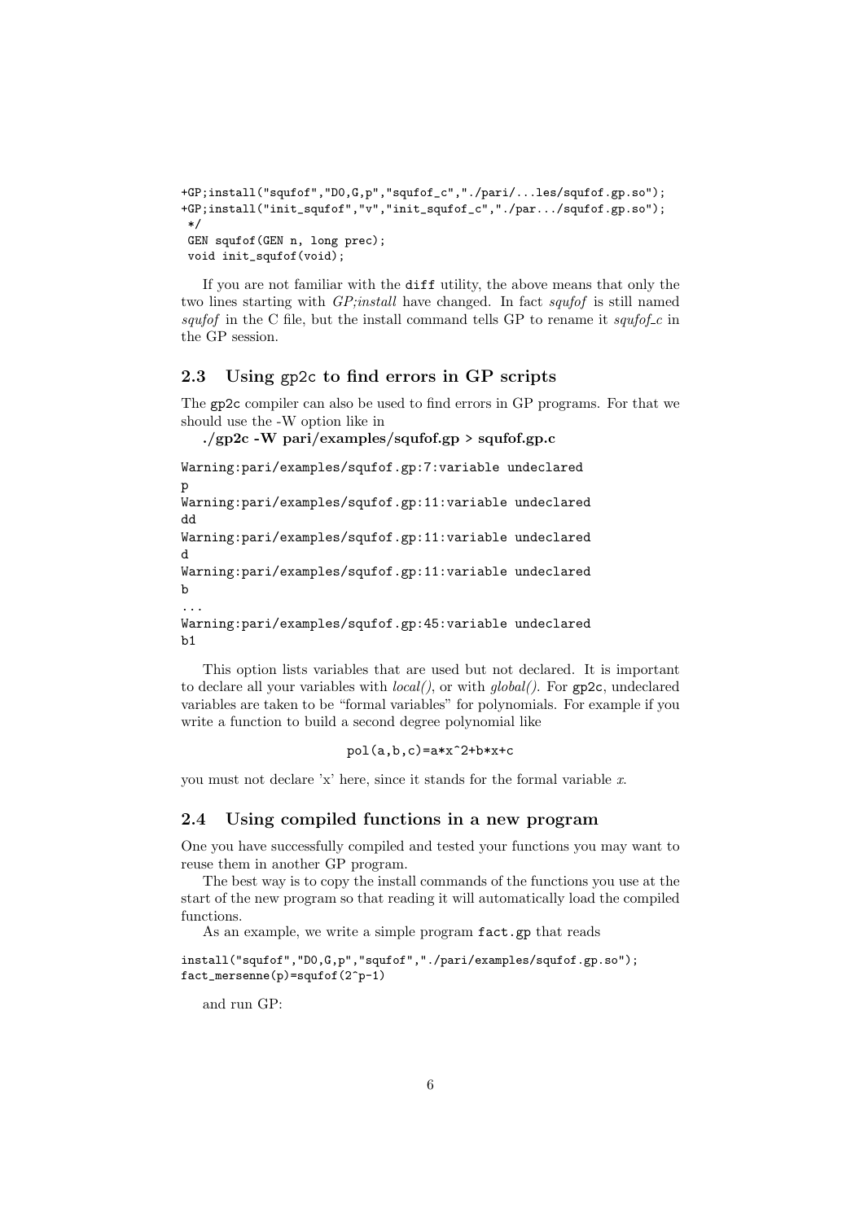```
+GP;install("squfof","D0,G,p","squfof_c","./pari/...les/squfof.gp.so");
+GP;install("init_squfof","v","init_squfof_c","./par.../squfof.gp.so");
 */
 GEN squfof(GEN n, long prec);
 void init_squfof(void);
```

If you are not familiar with the `diff` utility, the above means that only the two lines starting with *GP;install* have changed. In fact *squfof* is still named *squfof* in the C file, but the install command tells GP to rename it *squfof_c* in the GP session.

## 2.3 Using gp2c to find errors in GP scripts

The `gp2c` compiler can also be used to find errors in GP programs. For that we should use the -W option like in

**./gp2c -W pari/examples/squfof.gp > squfof.gp.c**

```
Warning:pari/examples/squfof.gp:7:variable undeclared
p
Warning:pari/examples/squfof.gp:11:variable undeclared
dd
Warning:pari/examples/squfof.gp:11:variable undeclared
d
Warning:pari/examples/squfof.gp:11:variable undeclared
b
...
Warning:pari/examples/squfof.gp:45:variable undeclared
b1
```

This option lists variables that are used but not declared. It is important to declare all your variables with *local()*, or with *global()*. For `gp2c`, undeclared variables are taken to be "formal variables" for polynomials. For example if you write a function to build a second degree polynomial like

```
pol(a,b,c)=a*x^2+b*x+c
```

you must not declare 'x' here, since it stands for the formal variable $x$.

## 2.4 Using compiled functions in a new program

One you have successfully compiled and tested your functions you may want to reuse them in another GP program.

The best way is to copy the install commands of the functions you use at the start of the new program so that reading it will automatically load the compiled functions.

As an example, we write a simple program `fact.gp` that reads

```
install("squfof","D0,G,p","squfof","./pari/examples/squfof.gp.so");
fact_mersenne(p)=squfof(2^p-1)
```

and run GP: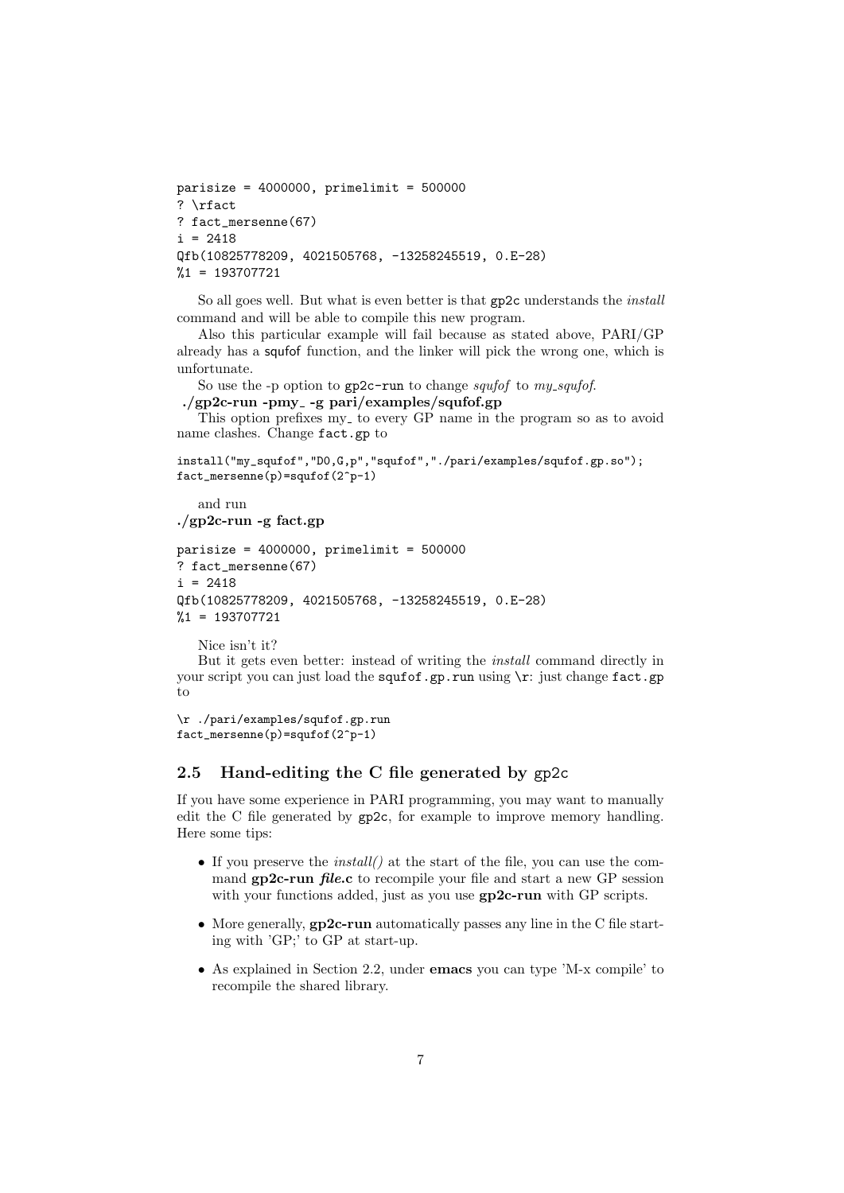```
parisize = 4000000, primelimit = 500000
? \rfact
? fact_mersenne(67)
i = 2418
Qfb(10825778209, 4021505768, -13258245519, 0.E-28)
%1 = 193707721
```

So all goes well. But what is even better is that `gp2c` understands the *install* command and will be able to compile this new program.

Also this particular example will fail because as stated above, PARI/GP already has a squfof function, and the linker will pick the wrong one, which is unfortunate.

So use the -p option to `gp2c-run` to change *squfof* to *my_squfof*.
**./gp2c-run -pmy_ -g pari/examples/squfof.gp**

This option prefixes my_ to every GP name in the program so as to avoid name clashes. Change `fact.gp` to

```
install("my_squfof","D0,G,p","squfof","./pari/examples/squfof.gp.so");
fact_mersenne(p)=squfof(2^p-1)
```

and run
**./gp2c-run -g fact.gp**

```
parisize = 4000000, primelimit = 500000
? fact_mersenne(67)
i = 2418
Qfb(10825778209, 4021505768, -13258245519, 0.E-28)
%1 = 193707721
```

Nice isn't it?

But it gets even better: instead of writing the *install* command directly in your script you can just load the `squfof.gp.run` using `\r`: just change `fact.gp` to

```
\r ./pari/examples/squfof.gp.run
fact_mersenne(p)=squfof(2^p-1)
```

## 2.5 Hand-editing the C file generated by gp2c

If you have some experience in PARI programming, you may want to manually edit the C file generated by `gp2c`, for example to improve memory handling. Here some tips:

- If you preserve the *install()* at the start of the file, you can use the command **gp2c-run *file*.c** to recompile your file and start a new GP session with your functions added, just as you use **gp2c-run** with GP scripts.
- More generally, **gp2c-run** automatically passes any line in the C file starting with 'GP;' to GP at start-up.
- As explained in Section 2.2, under **emacs** you can type 'M-x compile' to recompile the shared library.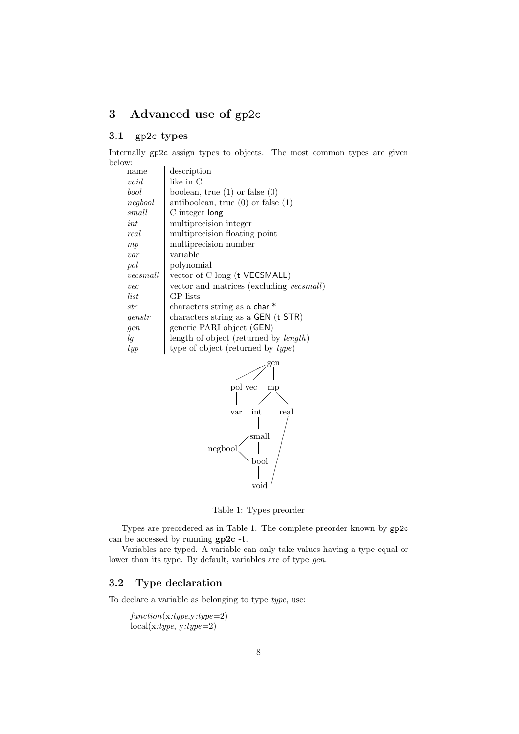# 3 Advanced use of gp2c

## 3.1 gp2c types

Internally gp2c assign types to objects. The most common types are given below:

| name | description |
|---|---|
| *void* | like in C |
| *bool* | boolean, true (1) or false (0) |
| *negbool* | antiboolean, true (0) or false (1) |
| *small* | C integer long |
| *int* | multiprecision integer |
| *real* | multiprecision floating point |
| *mp* | multiprecision number |
| *var* | variable |
| *pol* | polynomial |
| *vecsmall* | vector of C long (t_VECSMALL) |
| *vec* | vector and matrices (excluding *vecsmall*) |
| *list* | GP lists |
| *str* | characters string as a char * |
| *genstr* | characters string as a GEN (t_STR) |
| *gen* | generic PARI object (GEN) |
| *lg* | length of object (returned by *length*) |
| *typ* | type of object (returned by *type*) |

```
              gen
           /   /   |
       pol  vec    mp
        |         /  \
       var     int    real
                |      /
             /small   /
      negbool   |    /
             \bool  /
                |  /
              void
```

Table 1: Types preorder

Types are preordered as in Table 1. The complete preorder known by gp2c can be accessed by running **gp2c -t**.

Variables are typed. A variable can only take values having a type equal or lower than its type. By default, variables are of type *gen*.

## 3.2 Type declaration

To declare a variable as belonging to type *type*, use:

*function*(x*:type*,y*:type*=2)
local(x*:type*, y*:type*=2)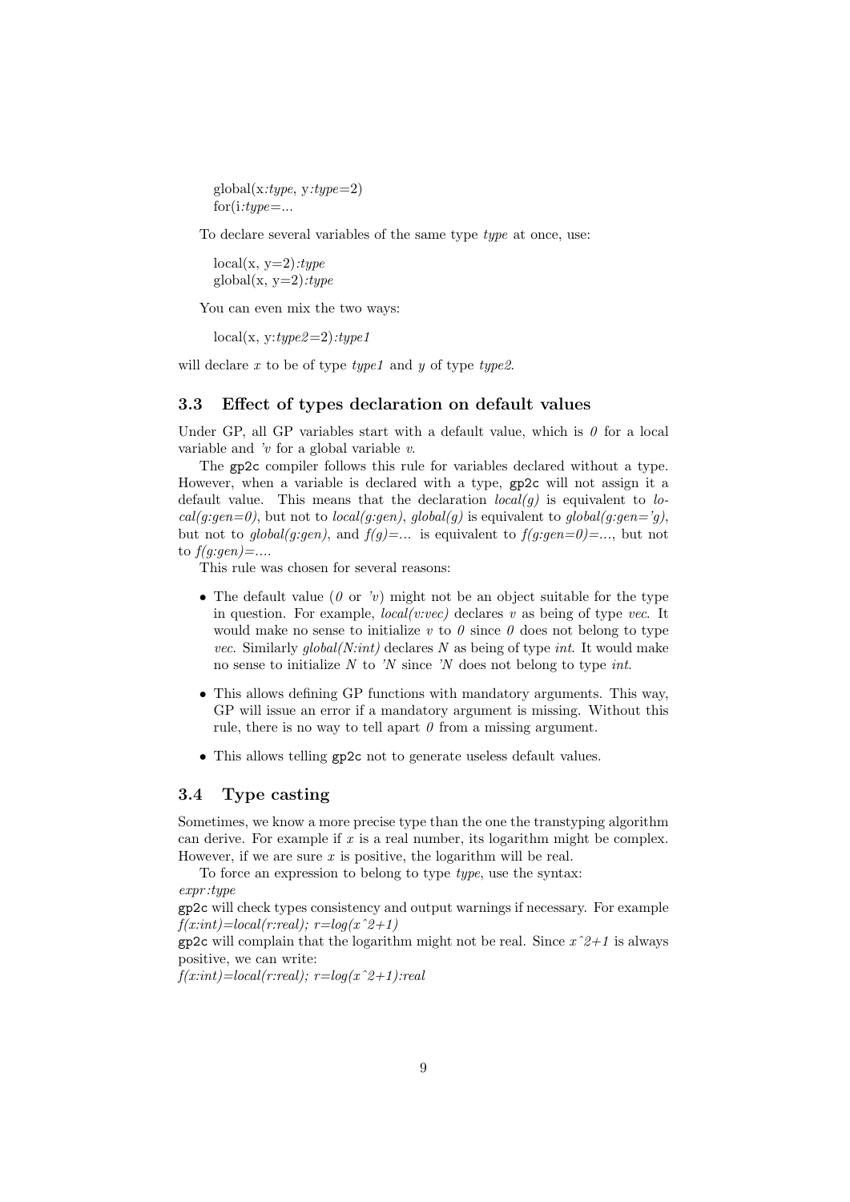global(x*:type*, y*:type*=2)
for(i*:type*=...

To declare several variables of the same type *type* at once, use:

local(x, y=2)*:type*
global(x, y=2)*:type*

You can even mix the two ways:

local(x, y*:type2*=2)*:type1*

will declare $x$ to be of type *type1* and $y$ of type *type2*.

## 3.3 Effect of types declaration on default values

Under GP, all GP variables start with a default value, which is *0* for a local variable and *'v* for a global variable $v$.

The `gp2c` compiler follows this rule for variables declared without a type. However, when a variable is declared with a type, `gp2c` will not assign it a default value. This means that the declaration *local(g)* is equivalent to *local(g:gen=0)*, but not to *local(g:gen)*, *global(g)* is equivalent to *global(g:gen='g)*, but not to *global(g:gen)*, and *f(g)=...* is equivalent to *f(g:gen=0)=...*, but not to *f(g:gen)=...*.

This rule was chosen for several reasons:

- The default value (*0* or *'v*) might not be an object suitable for the type in question. For example, *local(v:vec)* declares $v$ as being of type *vec*. It would make no sense to initialize $v$ to *0* since *0* does not belong to type *vec*. Similarly *global(N:int)* declares $N$ as being of type *int*. It would make no sense to initialize $N$ to *'N* since *'N* does not belong to type *int*.
- This allows defining GP functions with mandatory arguments. This way, GP will issue an error if a mandatory argument is missing. Without this rule, there is no way to tell apart *0* from a missing argument.
- This allows telling `gp2c` not to generate useless default values.

## 3.4 Type casting

Sometimes, we know a more precise type than the one the transtyping algorithm can derive. For example if $x$ is a real number, its logarithm might be complex. However, if we are sure $x$ is positive, the logarithm will be real.

To force an expression to belong to type *type*, use the syntax:
*expr:type*
`gp2c` will check types consistency and output warnings if necessary. For example
*f(x:int)=local(r:real); r=log(x^2+1)*
`gp2c` will complain that the logarithm might not be real. Since *x^2+1* is always positive, we can write:
*f(x:int)=local(r:real); r=log(x^2+1):real*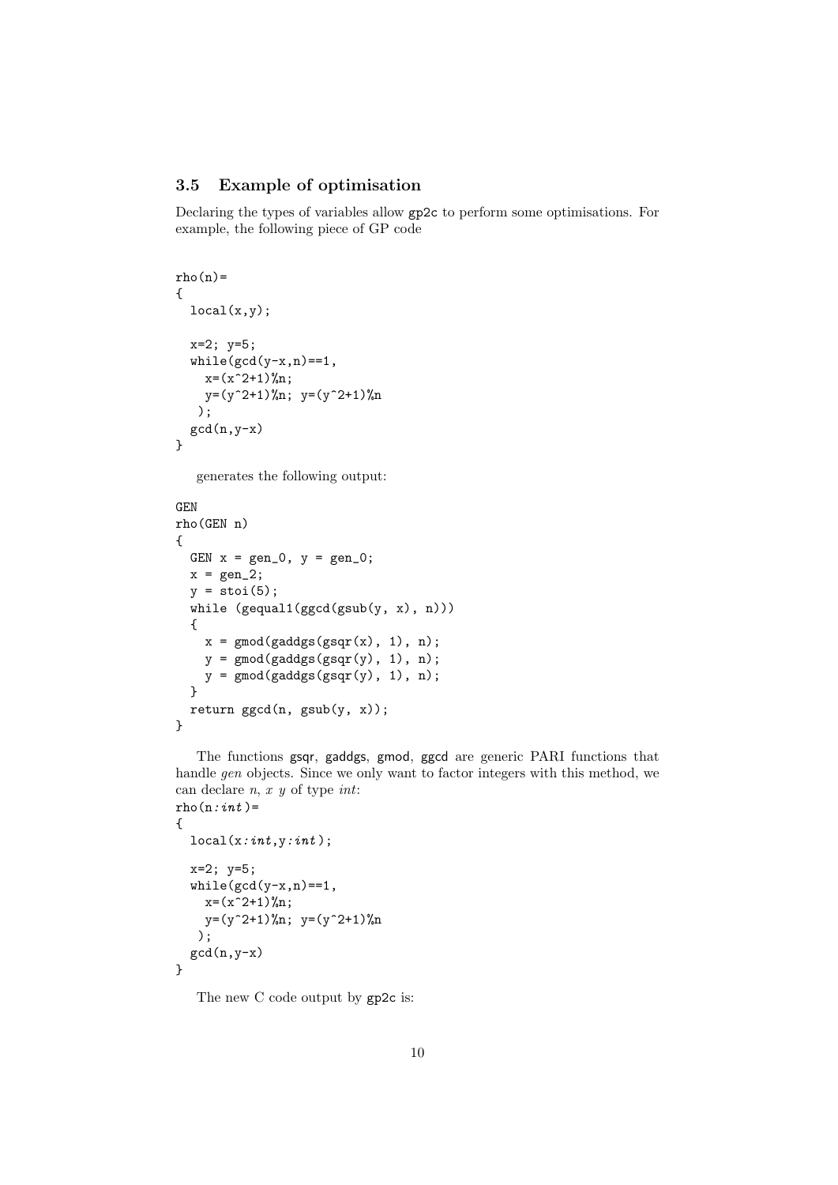### 3.5 Example of optimisation

Declaring the types of variables allow `gp2c` to perform some optimisations. For example, the following piece of GP code

```
rho(n)=
{
  local(x,y);

  x=2; y=5;
  while(gcd(y-x,n)==1,
    x=(x^2+1)%n;
    y=(y^2+1)%n; y=(y^2+1)%n
   );
  gcd(n,y-x)
}
```

generates the following output:

```
GEN
rho(GEN n)
{
  GEN x = gen_0, y = gen_0;
  x = gen_2;
  y = stoi(5);
  while (gequal1(ggcd(gsub(y, x), n)))
  {
    x = gmod(gaddgs(gsqr(x), 1), n);
    y = gmod(gaddgs(gsqr(y), 1), n);
    y = gmod(gaddgs(gsqr(y), 1), n);
  }
  return ggcd(n, gsub(y, x));
}
```

The functions gsqr, gaddgs, gmod, ggcd are generic PARI functions that handle *gen* objects. Since we only want to factor integers with this method, we can declare *n*, *x* *y* of type *int*:

```
rho(n:int)=
{
  local(x:int,y:int);

  x=2; y=5;
  while(gcd(y-x,n)==1,
    x=(x^2+1)%n;
    y=(y^2+1)%n; y=(y^2+1)%n
   );
  gcd(n,y-x)
}
```

The new C code output by `gp2c` is: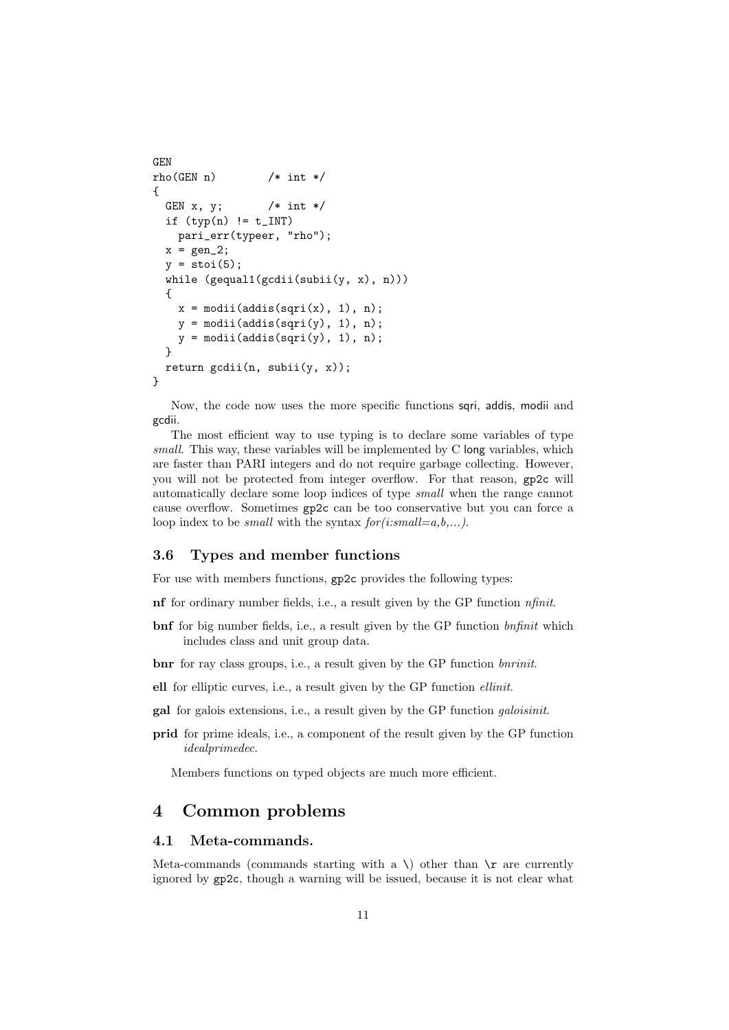```
GEN
rho(GEN n)         /* int */
{
  GEN x, y;        /* int */
  if (typ(n) != t_INT)
    pari_err(typeer, "rho");
  x = gen_2;
  y = stoi(5);
  while (gequal1(gcdii(subii(y, x), n)))
  {
    x = modii(addis(sqri(x), 1), n);
    y = modii(addis(sqri(y), 1), n);
    y = modii(addis(sqri(y), 1), n);
  }
  return gcdii(n, subii(y, x));
}
```

Now, the code now uses the more specific functions sqri, addis, modii and gcdii.

The most efficient way to use typing is to declare some variables of type *small*. This way, these variables will be implemented by C long variables, which are faster than PARI integers and do not require garbage collecting. However, you will not be protected from integer overflow. For that reason, gp2c will automatically declare some loop indices of type *small* when the range cannot cause overflow. Sometimes gp2c can be too conservative but you can force a loop index to be *small* with the syntax *for(i:small=a,b,...)*.

### 3.6 Types and member functions

For use with members functions, gp2c provides the following types:

**nf** for ordinary number fields, i.e., a result given by the GP function *nfinit*.

**bnf** for big number fields, i.e., a result given by the GP function *bnfinit* which includes class and unit group data.

**bnr** for ray class groups, i.e., a result given by the GP function *bnrinit*.

**ell** for elliptic curves, i.e., a result given by the GP function *ellinit*.

**gal** for galois extensions, i.e., a result given by the GP function *galoisinit*.

**prid** for prime ideals, i.e., a component of the result given by the GP function *idealprimedec*.

Members functions on typed objects are much more efficient.

## 4 Common problems

### 4.1 Meta-commands.

Meta-commands (commands starting with a \) other than \r are currently ignored by gp2c, though a warning will be issued, because it is not clear what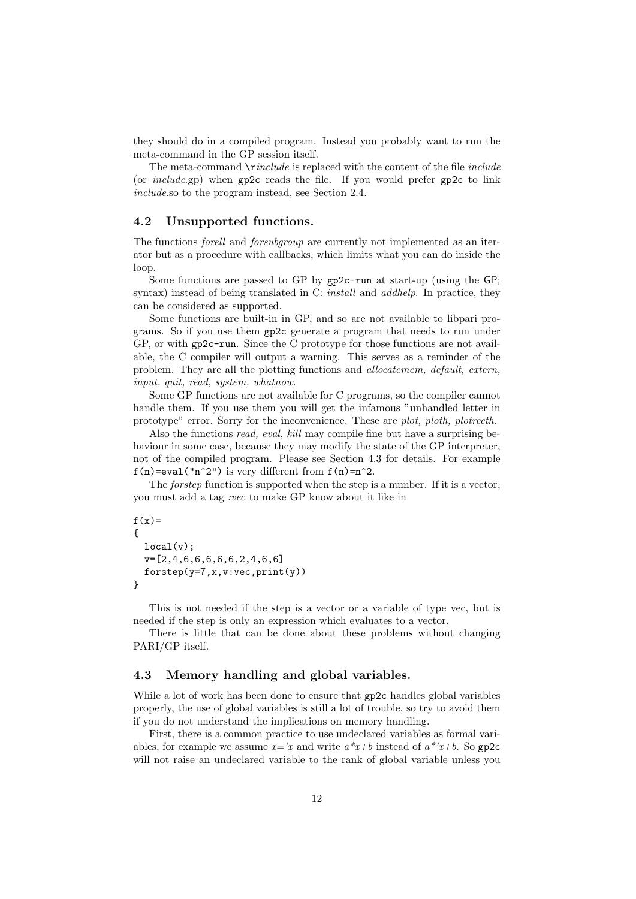they should do in a compiled program. Instead you probably want to run the meta-command in the GP session itself.

The meta-command `\r`*include* is replaced with the content of the file *include* (or *include*.gp) when `gp2c` reads the file. If you would prefer `gp2c` to link *include*.so to the program instead, see Section 2.4.

## 4.2 Unsupported functions.

The functions *forell* and *forsubgroup* are currently not implemented as an iterator but as a procedure with callbacks, which limits what you can do inside the loop.

Some functions are passed to GP by `gp2c-run` at start-up (using the `GP;` syntax) instead of being translated in C: *install* and *addhelp*. In practice, they can be considered as supported.

Some functions are built-in in GP, and so are not available to libpari programs. So if you use them `gp2c` generate a program that needs to run under GP, or with `gp2c-run`. Since the C prototype for those functions are not available, the C compiler will output a warning. This serves as a reminder of the problem. They are all the plotting functions and *allocatemem, default, extern, input, quit, read, system, whatnow*.

Some GP functions are not available for C programs, so the compiler cannot handle them. If you use them you will get the infamous "unhandled letter in prototype" error. Sorry for the inconvenience. These are *plot, ploth, plotrecth*.

Also the functions *read, eval, kill* may compile fine but have a surprising behaviour in some case, because they may modify the state of the GP interpreter, not of the compiled program. Please see Section 4.3 for details. For example `f(n)=eval("n^2")` is very different from `f(n)=n^2`.

The *forstep* function is supported when the step is a number. If it is a vector, you must add a tag *:vec* to make GP know about it like in

```
f(x)=
{
  local(v);
  v=[2,4,6,6,6,6,6,2,4,6,6]
  forstep(y=7,x,v:vec,print(y))
}
```

This is not needed if the step is a vector or a variable of type vec, but is needed if the step is only an expression which evaluates to a vector.

There is little that can be done about these problems without changing PARI/GP itself.

## 4.3 Memory handling and global variables.

While a lot of work has been done to ensure that `gp2c` handles global variables properly, the use of global variables is still a lot of trouble, so try to avoid them if you do not understand the implications on memory handling.

First, there is a common practice to use undeclared variables as formal variables, for example we assume *x='x* and write *a\*x+b* instead of *a\*'x+b*. So `gp2c` will not raise an undeclared variable to the rank of global variable unless you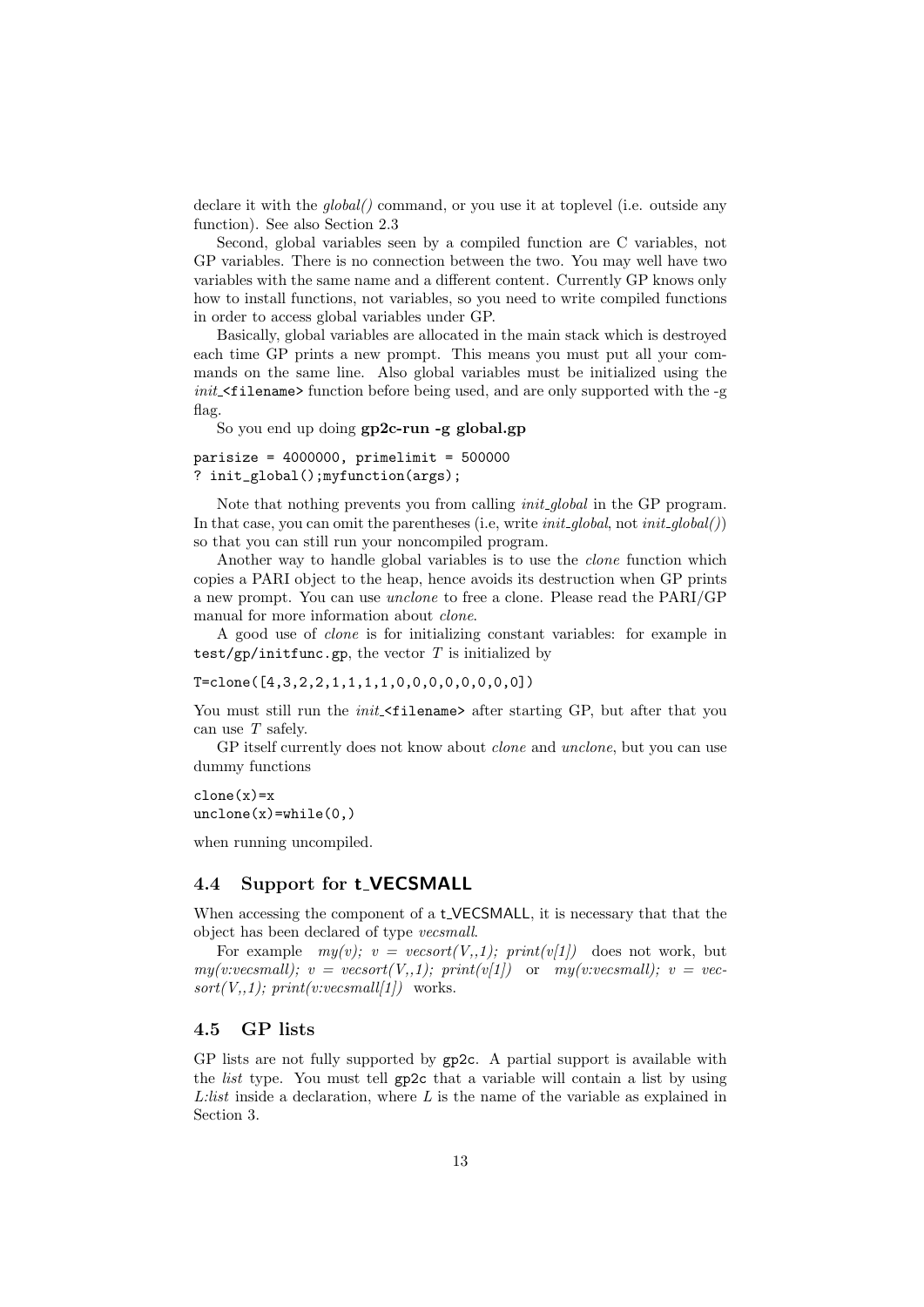declare it with the *global()* command, or you use it at toplevel (i.e. outside any function). See also Section 2.3

Second, global variables seen by a compiled function are C variables, not GP variables. There is no connection between the two. You may well have two variables with the same name and a different content. Currently GP knows only how to install functions, not variables, so you need to write compiled functions in order to access global variables under GP.

Basically, global variables are allocated in the main stack which is destroyed each time GP prints a new prompt. This means you must put all your commands on the same line. Also global variables must be initialized using the *init_*`<filename>` function before being used, and are only supported with the -g flag.

So you end up doing **gp2c-run -g global.gp**

```
parisize = 4000000, primelimit = 500000
? init_global();myfunction(args);
```

Note that nothing prevents you from calling *init_global* in the GP program. In that case, you can omit the parentheses (i.e, write *init_global*, not *init_global()*) so that you can still run your noncompiled program.

Another way to handle global variables is to use the *clone* function which copies a PARI object to the heap, hence avoids its destruction when GP prints a new prompt. You can use *unclone* to free a clone. Please read the PARI/GP manual for more information about *clone*.

A good use of *clone* is for initializing constant variables: for example in `test/gp/initfunc.gp`, the vector $T$ is initialized by

```
T=clone([4,3,2,2,1,1,1,1,0,0,0,0,0,0,0,0])
```

You must still run the *init_*`<filename>` after starting GP, but after that you can use $T$ safely.

GP itself currently does not know about *clone* and *unclone*, but you can use dummy functions

```
clone(x)=x
unclone(x)=while(0,)
```

when running uncompiled.

## 4.4 Support for t_VECSMALL

When accessing the component of a t_VECSMALL, it is necessary that that the object has been declared of type *vecsmall*.

For example *my(v); v = vecsort(V,,1); print(v[1])* does not work, but *my(v:vecsmall); v = vecsort(V,,1); print(v[1])* or *my(v:vecsmall); v = vecsort(V,,1); print(v:vecsmall[1])* works.

## 4.5 GP lists

GP lists are not fully supported by `gp2c`. A partial support is available with the *list* type. You must tell `gp2c` that a variable will contain a list by using *L:list* inside a declaration, where $L$ is the name of the variable as explained in Section 3.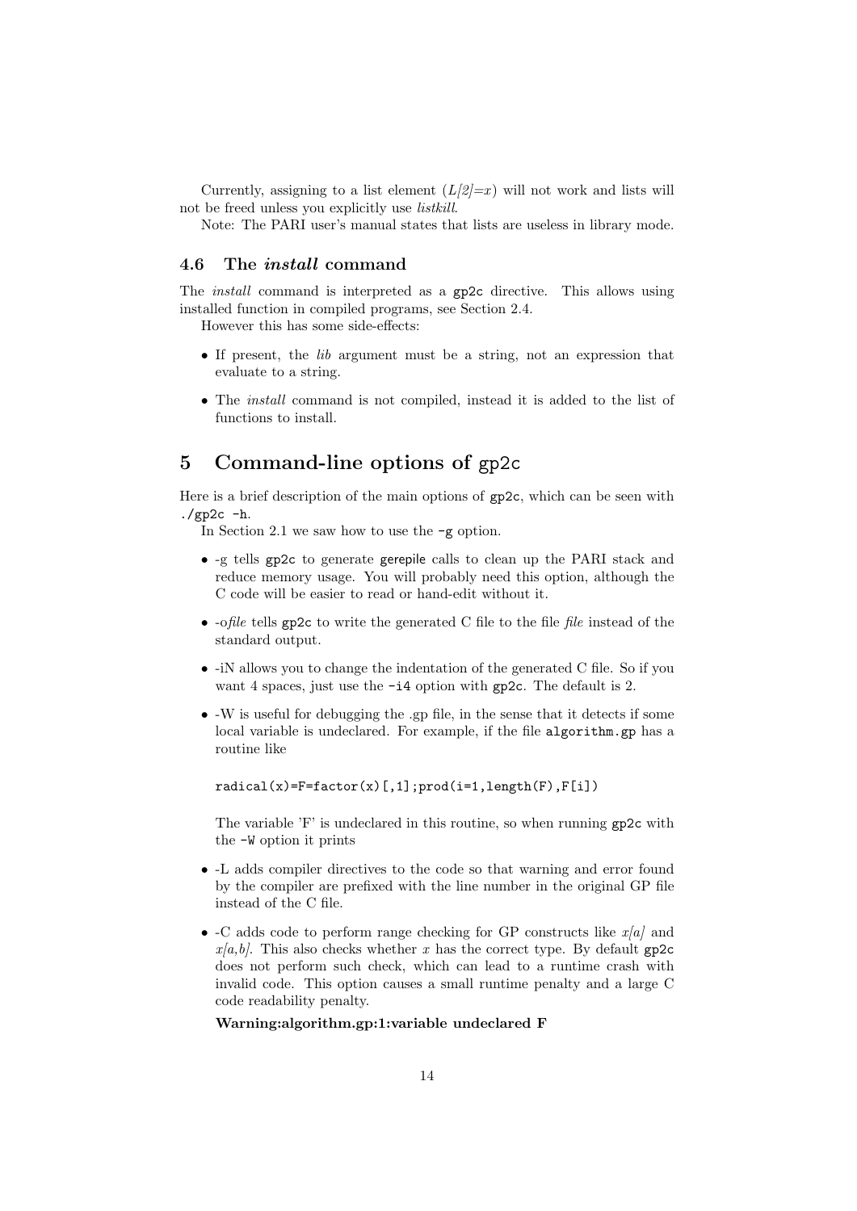Currently, assigning to a list element (*L[2]=x*) will not work and lists will not be freed unless you explicitly use *listkill*.

Note: The PARI user's manual states that lists are useless in library mode.

### 4.6 The *install* command

The *install* command is interpreted as a `gp2c` directive. This allows using installed function in compiled programs, see Section 2.4.

However this has some side-effects:

- If present, the *lib* argument must be a string, not an expression that evaluate to a string.
- The *install* command is not compiled, instead it is added to the list of functions to install.

## 5 Command-line options of `gp2c`

Here is a brief description of the main options of `gp2c`, which can be seen with `./gp2c -h`.

In Section 2.1 we saw how to use the `-g` option.

- -g tells `gp2c` to generate `gerepile` calls to clean up the PARI stack and reduce memory usage. You will probably need this option, although the C code will be easier to read or hand-edit without it.
- -o*file* tells `gp2c` to write the generated C file to the file *file* instead of the standard output.
- -iN allows you to change the indentation of the generated C file. So if you want 4 spaces, just use the `-i4` option with `gp2c`. The default is 2.
- -W is useful for debugging the .gp file, in the sense that it detects if some local variable is undeclared. For example, if the file `algorithm.gp` has a routine like

  ```
  radical(x)=F=factor(x)[,1];prod(i=1,length(F),F[i])
  ```

  The variable 'F' is undeclared in this routine, so when running `gp2c` with the `-W` option it prints

  **Warning:algorithm.gp:1:variable undeclared F**

- -L adds compiler directives to the code so that warning and error found by the compiler are prefixed with the line number in the original GP file instead of the C file.
- -C adds code to perform range checking for GP constructs like *x[a]* and *x[a,b]*. This also checks whether *x* has the correct type. By default `gp2c` does not perform such check, which can lead to a runtime crash with invalid code. This option causes a small runtime penalty and a large C code readability penalty.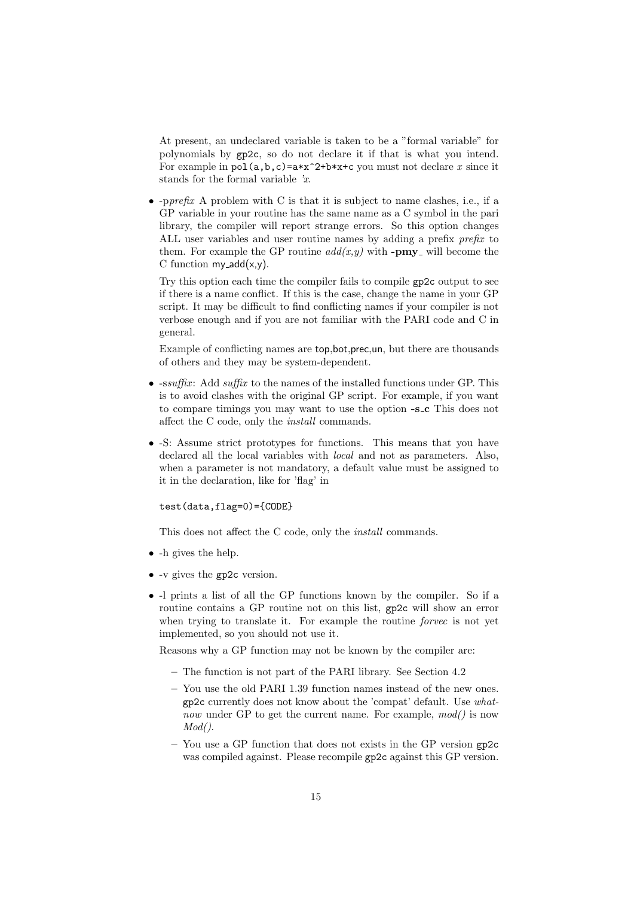At present, an undeclared variable is taken to be a "formal variable" for polynomials by `gp2c`, so do not declare it if that is what you intend. For example in `pol(a,b,c)=a*x^2+b*x+c` you must not declare $x$ since it stands for the formal variable *'x*.

- -p*prefix* A problem with C is that it is subject to name clashes, i.e., if a GP variable in your routine has the same name as a C symbol in the pari library, the compiler will report strange errors. So this option changes ALL user variables and user routine names by adding a prefix *prefix* to them. For example the GP routine *add(x,y)* with **-pmy_** will become the C function my_add(x,y).

  Try this option each time the compiler fails to compile `gp2c` output to see if there is a name conflict. If this is the case, change the name in your GP script. It may be difficult to find conflicting names if your compiler is not verbose enough and if you are not familiar with the PARI code and C in general.

  Example of conflicting names are top,bot,prec,un, but there are thousands of others and they may be system-dependent.

- -s*suffix*: Add *suffix* to the names of the installed functions under GP. This is to avoid clashes with the original GP script. For example, if you want to compare timings you may want to use the option **-s_c** This does not affect the C code, only the *install* commands.

- -S: Assume strict prototypes for functions. This means that you have declared all the local variables with *local* and not as parameters. Also, when a parameter is not mandatory, a default value must be assigned to it in the declaration, like for 'flag' in

  ```
  test(data,flag=0)={CODE}
  ```

  This does not affect the C code, only the *install* commands.

- -h gives the help.

- -v gives the `gp2c` version.

- -l prints a list of all the GP functions known by the compiler. So if a routine contains a GP routine not on this list, `gp2c` will show an error when trying to translate it. For example the routine *forvec* is not yet implemented, so you should not use it.

  Reasons why a GP function may not be known by the compiler are:

  - The function is not part of the PARI library. See Section 4.2
  - You use the old PARI 1.39 function names instead of the new ones. `gp2c` currently does not know about the 'compat' default. Use *whatnow* under GP to get the current name. For example, *mod()* is now *Mod()*.
  - You use a GP function that does not exists in the GP version `gp2c` was compiled against. Please recompile `gp2c` against this GP version.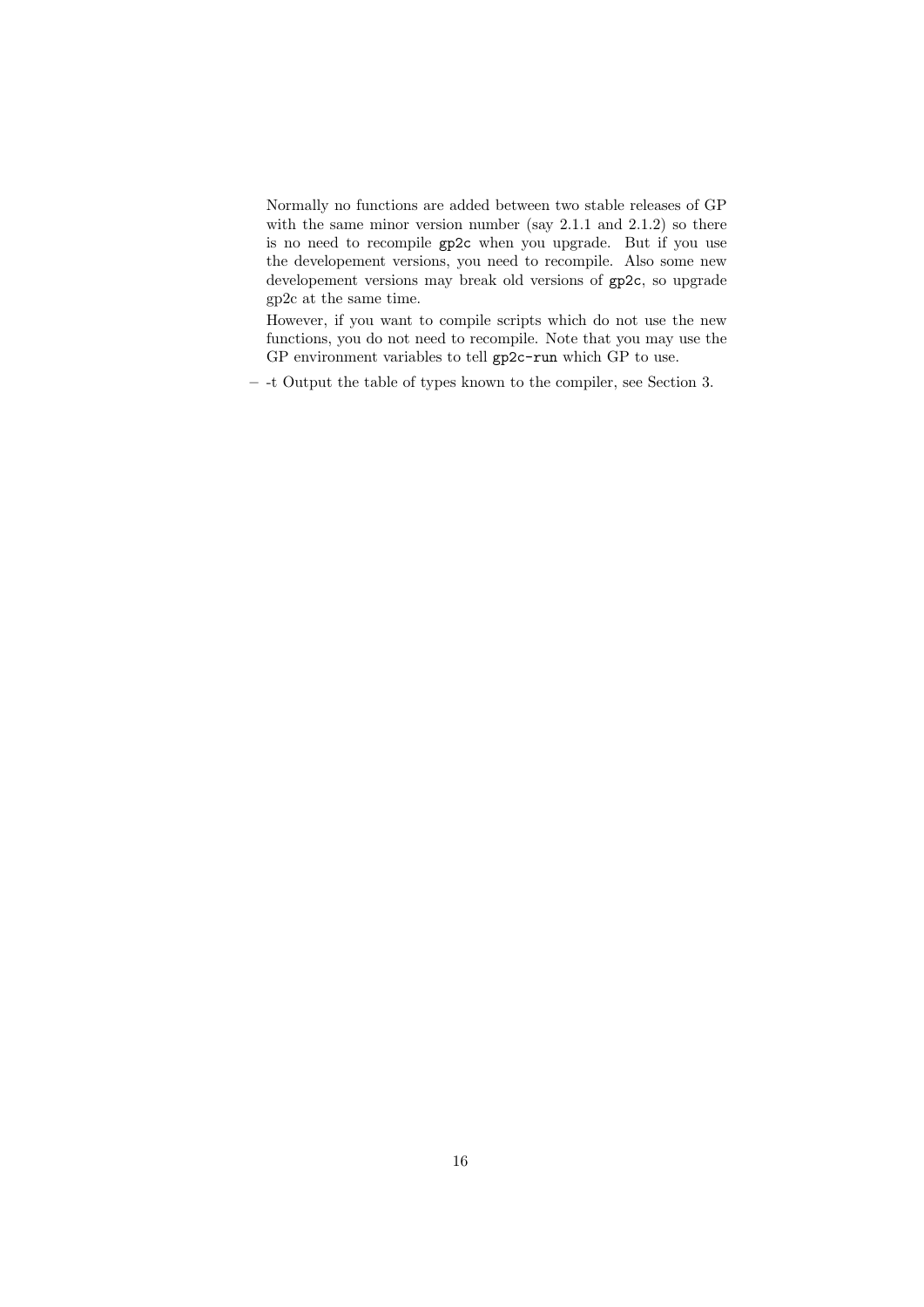Normally no functions are added between two stable releases of GP with the same minor version number (say 2.1.1 and 2.1.2) so there is no need to recompile `gp2c` when you upgrade. But if you use the developement versions, you need to recompile. Also some new developement versions may break old versions of `gp2c`, so upgrade gp2c at the same time.

However, if you want to compile scripts which do not use the new functions, you do not need to recompile. Note that you may use the GP environment variables to tell `gp2c-run` which GP to use.

– -t Output the table of types known to the compiler, see Section 3.